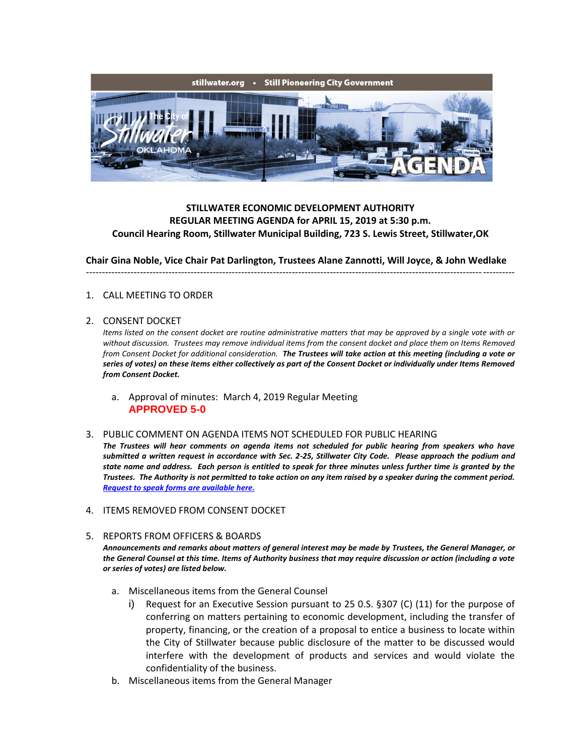stillwater.org • Still Pioneering City Government

# STILLWATER ECONOMIC DEVELOPMENT AUTHORITY
## REGULAR MEETING AGENDA for APRIL 15, 2019 at 5:30 p.m.
### Council Hearing Room, Stillwater Municipal Building, 723 S. Lewis Street, Stillwater,OK

**Chair Gina Noble, Vice Chair Pat Darlington, Trustees Alane Zannotti, Will Joyce, & John Wedlake**

---

1. CALL MEETING TO ORDER

2. CONSENT DOCKET

   *Items listed on the consent docket are routine administrative matters that may be approved by a single vote with or without discussion. Trustees may remove individual items from the consent docket and place them on Items Removed from Consent Docket for additional consideration.* ***The Trustees will take action at this meeting (including a vote or series of votes) on these items either collectively as part of the Consent Docket or individually under Items Removed from Consent Docket.***

   a. Approval of minutes: March 4, 2019 Regular Meeting
      **APPROVED 5-0**

3. PUBLIC COMMENT ON AGENDA ITEMS NOT SCHEDULED FOR PUBLIC HEARING

   ***The Trustees will hear comments on agenda items not scheduled for public hearing from speakers who have submitted a written request in accordance with Sec. 2-25, Stillwater City Code. Please approach the podium and state name and address. Each person is entitled to speak for three minutes unless further time is granted by the Trustees. The Authority is not permitted to take action on any item raised by a speaker during the comment period. Request to speak forms are available here.***

4. ITEMS REMOVED FROM CONSENT DOCKET

5. REPORTS FROM OFFICERS & BOARDS

   ***Announcements and remarks about matters of general interest may be made by Trustees, the General Manager, or the General Counsel at this time. Items of Authority business that may require discussion or action (including a vote or series of votes) are listed below.***

   a. Miscellaneous items from the General Counsel
      i) Request for an Executive Session pursuant to 25 0.S. §307 (C) (11) for the purpose of conferring on matters pertaining to economic development, including the transfer of property, financing, or the creation of a proposal to entice a business to locate within the City of Stillwater because public disclosure of the matter to be discussed would interfere with the development of products and services and would violate the confidentiality of the business.

   b. Miscellaneous items from the General Manager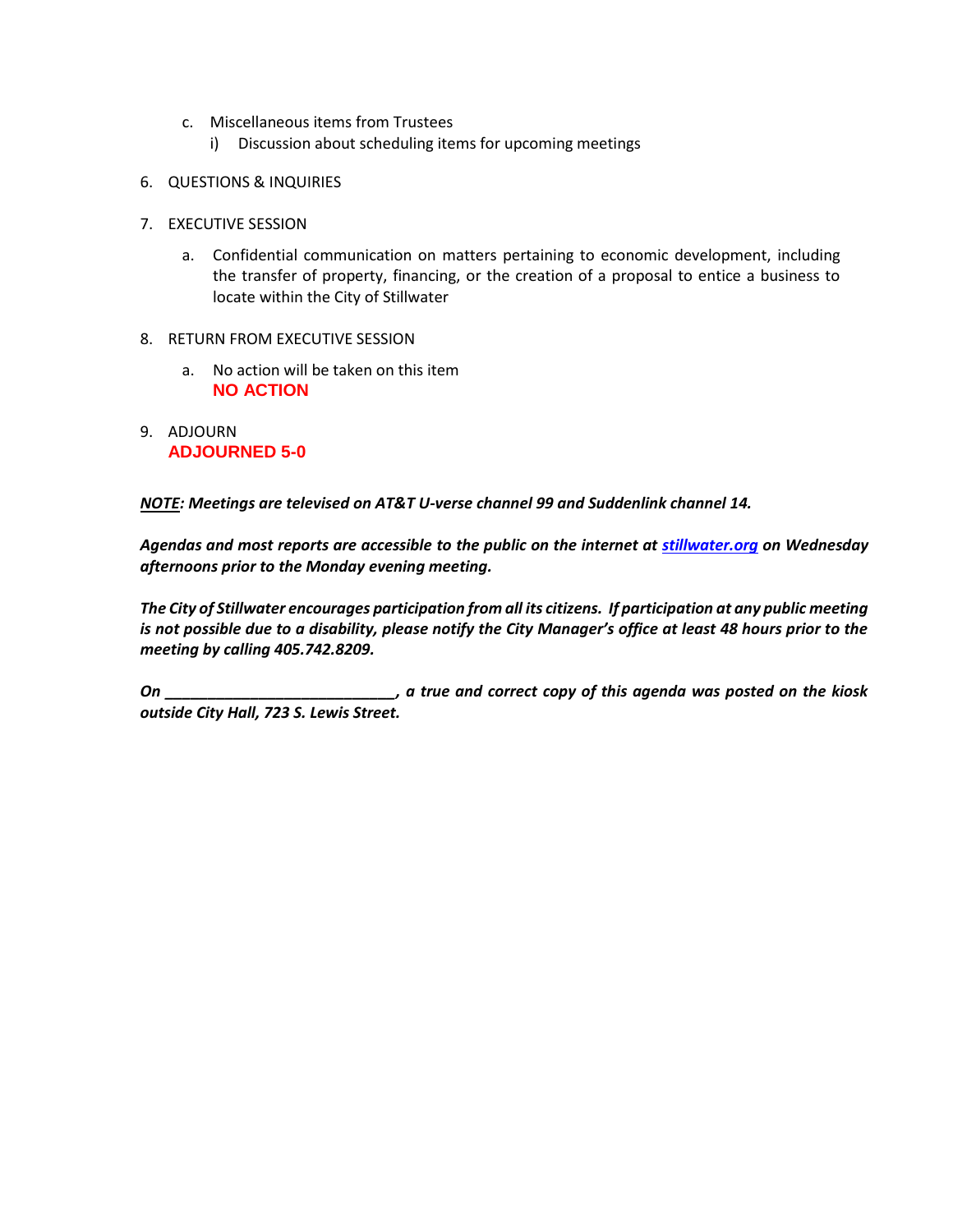c. Miscellaneous items from Trustees
   i) Discussion about scheduling items for upcoming meetings

6. QUESTIONS & INQUIRIES

7. EXECUTIVE SESSION

   a. Confidential communication on matters pertaining to economic development, including the transfer of property, financing, or the creation of a proposal to entice a business to locate within the City of Stillwater

8. RETURN FROM EXECUTIVE SESSION

   a. No action will be taken on this item
      **NO ACTION**

9. ADJOURN
   **ADJOURNED 5-0**

***NOTE**: Meetings are televised on AT&T U-verse channel 99 and Suddenlink channel 14.*

***Agendas and most reports are accessible to the public on the internet at [stillwater.org](stillwater.org) on Wednesday afternoons prior to the Monday evening meeting.***

***The City of Stillwater encourages participation from all its citizens. If participation at any public meeting is not possible due to a disability, please notify the City Manager's office at least 48 hours prior to the meeting by calling 405.742.8209.***

***On ___________________________, a true and correct copy of this agenda was posted on the kiosk outside City Hall, 723 S. Lewis Street.***